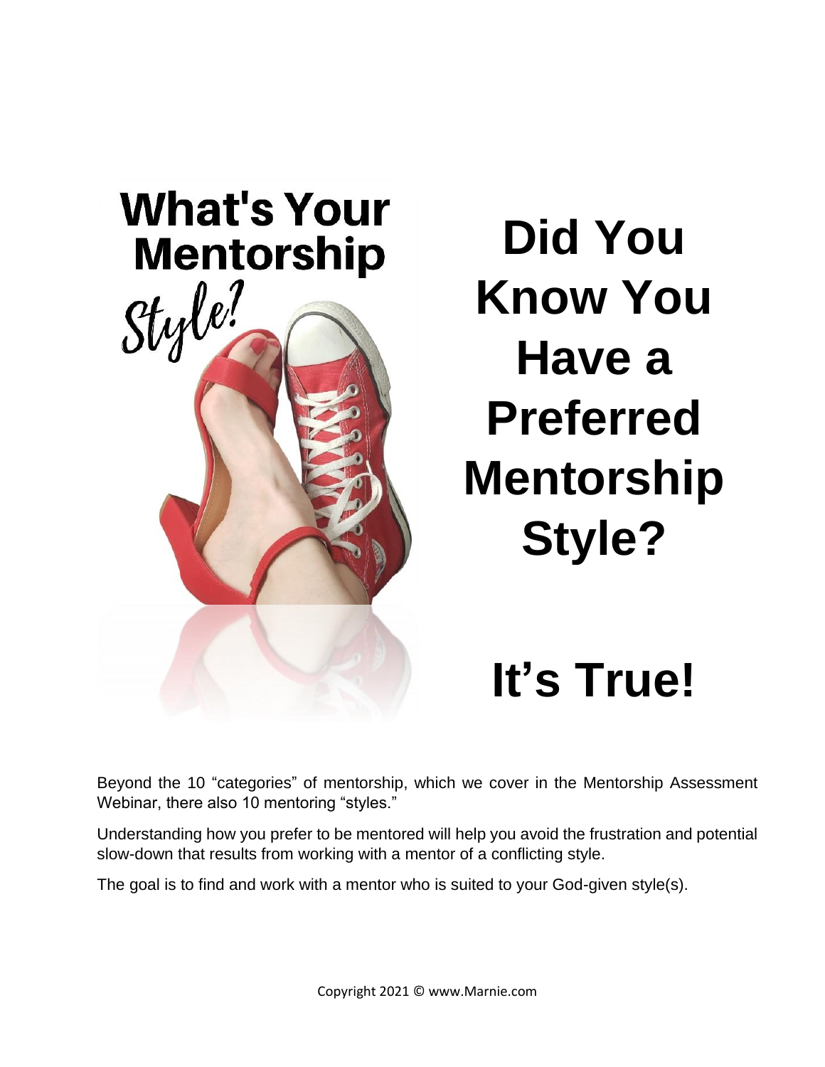What's Your Mentorship Style?

# Did You Know You Have a Preferred Mentorship Style?

# It's True!

Beyond the 10 "categories" of mentorship, which we cover in the Mentorship Assessment Webinar, there also 10 mentoring "styles."

Understanding how you prefer to be mentored will help you avoid the frustration and potential slow-down that results from working with a mentor of a conflicting style.

The goal is to find and work with a mentor who is suited to your God-given style(s).

Copyright 2021 © www.Marnie.com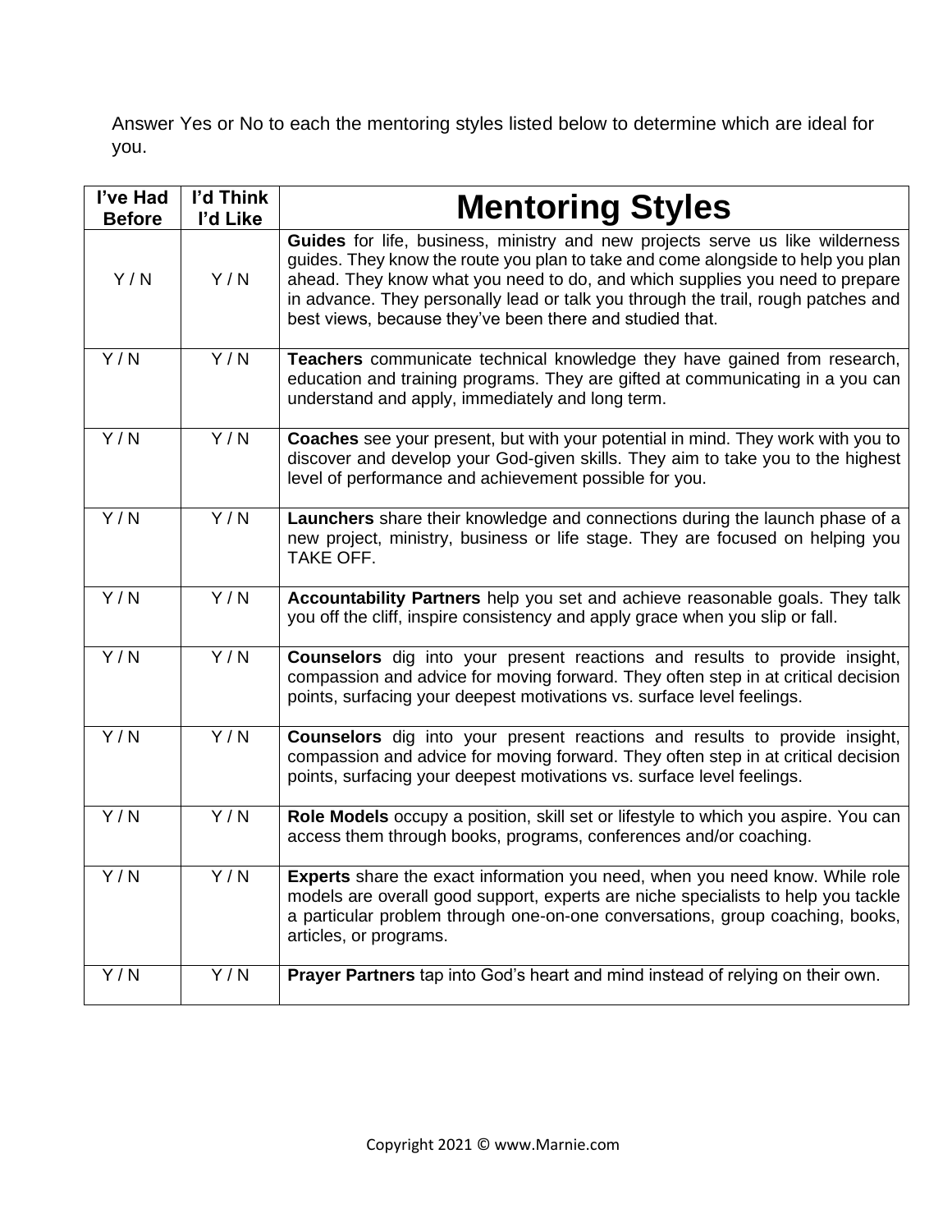Answer Yes or No to each the mentoring styles listed below to determine which are ideal for you.

| I've Had Before | I'd Think I'd Like | Mentoring Styles |
|---|---|---|
| Y / N | Y / N | **Guides** for life, business, ministry and new projects serve us like wilderness guides. They know the route you plan to take and come alongside to help you plan ahead. They know what you need to do, and which supplies you need to prepare in advance. They personally lead or talk you through the trail, rough patches and best views, because they've been there and studied that. |
| Y / N | Y / N | **Teachers** communicate technical knowledge they have gained from research, education and training programs. They are gifted at communicating in a you can understand and apply, immediately and long term. |
| Y / N | Y / N | **Coaches** see your present, but with your potential in mind. They work with you to discover and develop your God-given skills. They aim to take you to the highest level of performance and achievement possible for you. |
| Y / N | Y / N | **Launchers** share their knowledge and connections during the launch phase of a new project, ministry, business or life stage. They are focused on helping you TAKE OFF. |
| Y / N | Y / N | **Accountability Partners** help you set and achieve reasonable goals. They talk you off the cliff, inspire consistency and apply grace when you slip or fall. |
| Y / N | Y / N | **Counselors** dig into your present reactions and results to provide insight, compassion and advice for moving forward. They often step in at critical decision points, surfacing your deepest motivations vs. surface level feelings. |
| Y / N | Y / N | **Counselors** dig into your present reactions and results to provide insight, compassion and advice for moving forward. They often step in at critical decision points, surfacing your deepest motivations vs. surface level feelings. |
| Y / N | Y / N | **Role Models** occupy a position, skill set or lifestyle to which you aspire. You can access them through books, programs, conferences and/or coaching. |
| Y / N | Y / N | **Experts** share the exact information you need, when you need know. While role models are overall good support, experts are niche specialists to help you tackle a particular problem through one-on-one conversations, group coaching, books, articles, or programs. |
| Y / N | Y / N | **Prayer Partners** tap into God's heart and mind instead of relying on their own. |

Copyright 2021 © www.Marnie.com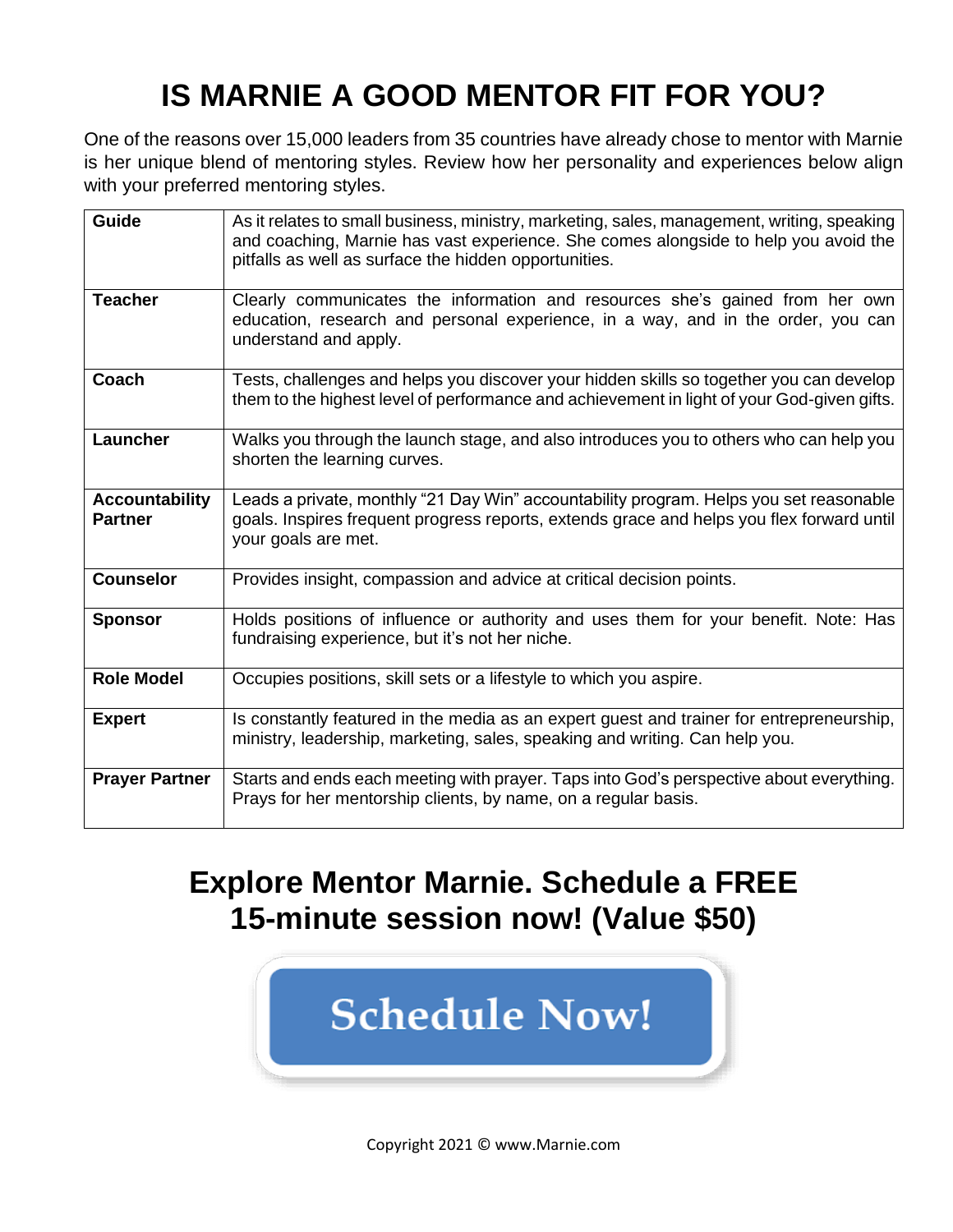# IS MARNIE A GOOD MENTOR FIT FOR YOU?

One of the reasons over 15,000 leaders from 35 countries have already chose to mentor with Marnie is her unique blend of mentoring styles. Review how her personality and experiences below align with your preferred mentoring styles.

| | |
|---|---|
| **Guide** | As it relates to small business, ministry, marketing, sales, management, writing, speaking and coaching, Marnie has vast experience. She comes alongside to help you avoid the pitfalls as well as surface the hidden opportunities. |
| **Teacher** | Clearly communicates the information and resources she's gained from her own education, research and personal experience, in a way, and in the order, you can understand and apply. |
| **Coach** | Tests, challenges and helps you discover your hidden skills so together you can develop them to the highest level of performance and achievement in light of your God-given gifts. |
| **Launcher** | Walks you through the launch stage, and also introduces you to others who can help you shorten the learning curves. |
| **Accountability Partner** | Leads a private, monthly "21 Day Win" accountability program. Helps you set reasonable goals. Inspires frequent progress reports, extends grace and helps you flex forward until your goals are met. |
| **Counselor** | Provides insight, compassion and advice at critical decision points. |
| **Sponsor** | Holds positions of influence or authority and uses them for your benefit. Note: Has fundraising experience, but it's not her niche. |
| **Role Model** | Occupies positions, skill sets or a lifestyle to which you aspire. |
| **Expert** | Is constantly featured in the media as an expert guest and trainer for entrepreneurship, ministry, leadership, marketing, sales, speaking and writing. Can help you. |
| **Prayer Partner** | Starts and ends each meeting with prayer. Taps into God's perspective about everything. Prays for her mentorship clients, by name, on a regular basis. |

## Explore Mentor Marnie. Schedule a FREE 15-minute session now! (Value $50)

Schedule Now!

Copyright 2021 © www.Marnie.com